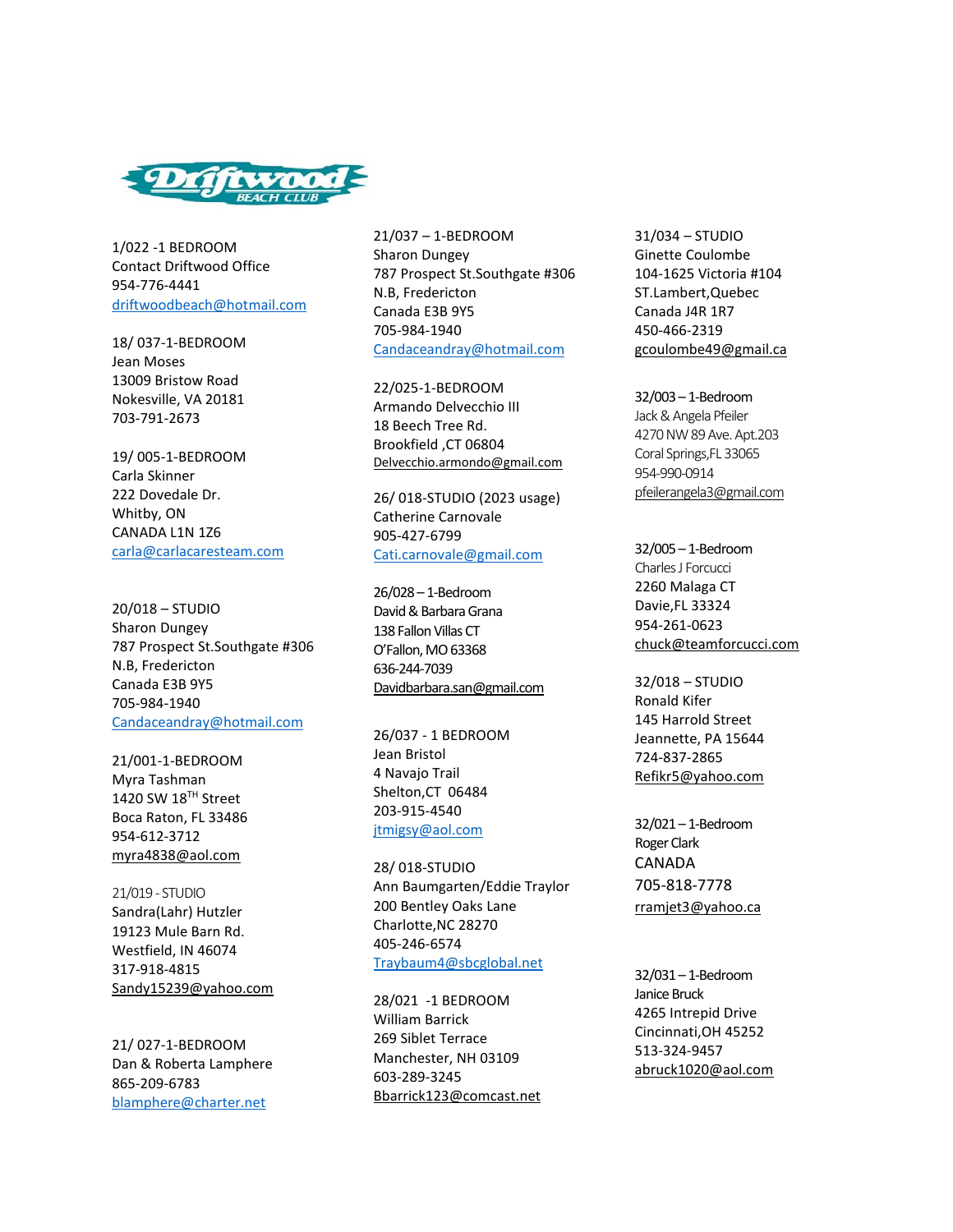Driftwood BEACH CLUB

1/022 -1 BEDROOM
Contact Driftwood Office
954-776-4441
driftwoodbeach@hotmail.com

18/ 037-1-BEDROOM
Jean Moses
13009 Bristow Road
Nokesville, VA 20181
703-791-2673

19/ 005-1-BEDROOM
Carla Skinner
222 Dovedale Dr.
Whitby, ON
CANADA L1N 1Z6
carla@carlacaresteam.com

20/018 – STUDIO
Sharon Dungey
787 Prospect St.Southgate #306
N.B, Fredericton
Canada E3B 9Y5
705-984-1940
Candaceandray@hotmail.com

21/001-1-BEDROOM
Myra Tashman
1420 SW 18TH Street
Boca Raton, FL 33486
954-612-3712
myra4838@aol.com

21/019 - STUDIO
Sandra(Lahr) Hutzler
19123 Mule Barn Rd.
Westfield, IN 46074
317-918-4815
Sandy15239@yahoo.com

21/ 027-1-BEDROOM
Dan & Roberta Lamphere
865-209-6783
blamphere@charter.net

21/037 – 1-BEDROOM
Sharon Dungey
787 Prospect St.Southgate #306
N.B, Fredericton
Canada E3B 9Y5
705-984-1940
Candaceandray@hotmail.com

22/025-1-BEDROOM
Armando Delvecchio III
18 Beech Tree Rd.
Brookfield ,CT 06804
Delvecchio.armondo@gmail.com

26/ 018-STUDIO (2023 usage)
Catherine Carnovale
905-427-6799
Cati.carnovale@gmail.com

26/028 – 1-Bedroom
David & Barbara Grana
138 Fallon Villas CT
O'Fallon, MO 63368
636-244-7039
Davidbarbara.san@gmail.com

26/037 - 1 BEDROOM
Jean Bristol
4 Navajo Trail
Shelton,CT 06484
203-915-4540
jtmigsy@aol.com

28/ 018-STUDIO
Ann Baumgarten/Eddie Traylor
200 Bentley Oaks Lane
Charlotte,NC 28270
405-246-6574
Traybaum4@sbcglobal.net

28/021 -1 BEDROOM
William Barrick
269 Siblet Terrace
Manchester, NH 03109
603-289-3245
Bbarrick123@comcast.net

31/034 – STUDIO
Ginette Coulombe
104-1625 Victoria #104
ST.Lambert,Quebec
Canada J4R 1R7
450-466-2319
gcoulombe49@gmail.ca

32/003 – 1-Bedroom
Jack & Angela Pfeiler
4270 NW 89 Ave. Apt.203
Coral Springs,FL 33065
954-990-0914
pfeilerangela3@gmail.com

32/005 – 1-Bedroom
Charles J Forcucci
2260 Malaga CT
Davie,FL 33324
954-261-0623
chuck@teamforcucci.com

32/018 – STUDIO
Ronald Kifer
145 Harrold Street
Jeannette, PA 15644
724-837-2865
Refikr5@yahoo.com

32/021 – 1-Bedroom
Roger Clark
CANADA
705-818-7778
rramjet3@yahoo.ca

32/031 – 1-Bedroom
Janice Bruck
4265 Intrepid Drive
Cincinnati,OH 45252
513-324-9457
abruck1020@aol.com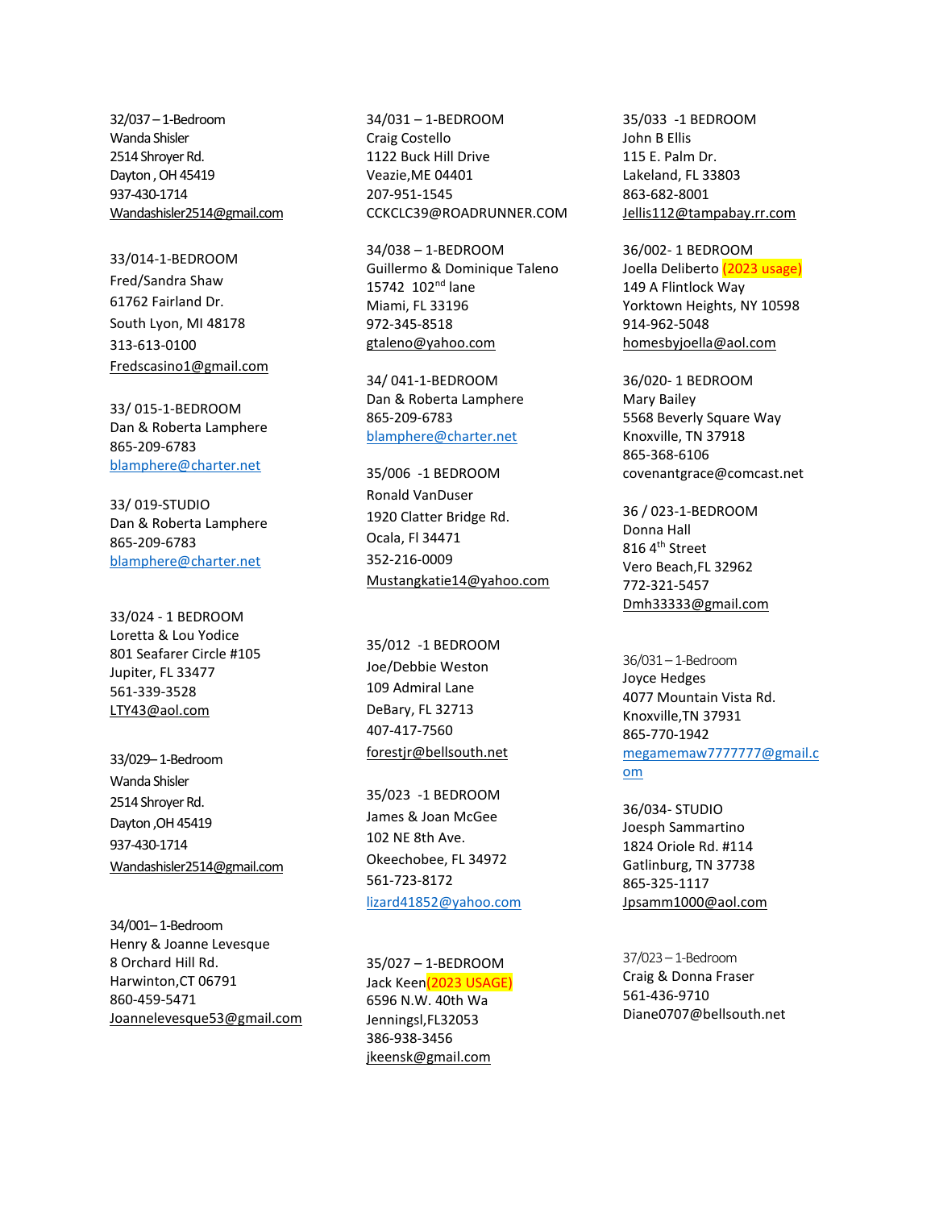32/037 – 1-Bedroom
Wanda Shisler
2514 Shroyer Rd.
Dayton , OH 45419
937-430-1714
Wandashisler2514@gmail.com

33/014-1-BEDROOM
Fred/Sandra Shaw
61762 Fairland Dr.
South Lyon, MI 48178
313-613-0100
Fredscasino1@gmail.com

33/ 015-1-BEDROOM
Dan & Roberta Lamphere
865-209-6783
blamphere@charter.net

33/ 019-STUDIO
Dan & Roberta Lamphere
865-209-6783
blamphere@charter.net

33/024 - 1 BEDROOM
Loretta & Lou Yodice
801 Seafarer Circle #105
Jupiter, FL 33477
561-339-3528
LTY43@aol.com

33/029– 1-Bedroom
Wanda Shisler
2514 Shroyer Rd.
Dayton ,OH 45419
937-430-1714
Wandashisler2514@gmail.com

34/001– 1-Bedroom
Henry & Joanne Levesque
8 Orchard Hill Rd.
Harwinton,CT 06791
860-459-5471
Joannelevesque53@gmail.com

34/031 – 1-BEDROOM
Craig Costello
1122 Buck Hill Drive
Veazie,ME 04401
207-951-1545
CCKCLC39@ROADRUNNER.COM

34/038 – 1-BEDROOM
Guillermo & Dominique Taleno
15742 102nd lane
Miami, FL 33196
972-345-8518
gtaleno@yahoo.com

34/ 041-1-BEDROOM
Dan & Roberta Lamphere
865-209-6783
blamphere@charter.net

35/006 -1 BEDROOM
Ronald VanDuser
1920 Clatter Bridge Rd.
Ocala, Fl 34471
352-216-0009
Mustangkatie14@yahoo.com

35/012 -1 BEDROOM
Joe/Debbie Weston
109 Admiral Lane
DeBary, FL 32713
407-417-7560
forestjr@bellsouth.net

35/023 -1 BEDROOM
James & Joan McGee
102 NE 8th Ave.
Okeechobee, FL 34972
561-723-8172
lizard41852@yahoo.com

35/027 – 1-BEDROOM
Jack Keen(2023 USAGE)
6596 N.W. 40th Wa
Jenningsl,FL32053
386-938-3456
jkeensk@gmail.com

35/033 -1 BEDROOM
John B Ellis
115 E. Palm Dr.
Lakeland, FL 33803
863-682-8001
Jellis112@tampabay.rr.com

36/002- 1 BEDROOM
Joella Deliberto (2023 usage)
149 A Flintlock Way
Yorktown Heights, NY 10598
914-962-5048
homesbyjoella@aol.com

36/020- 1 BEDROOM
Mary Bailey
5568 Beverly Square Way
Knoxville, TN 37918
865-368-6106
covenantgrace@comcast.net

36 / 023-1-BEDROOM
Donna Hall
816 4th Street
Vero Beach,FL 32962
772-321-5457
Dmh33333@gmail.com

36/031 – 1-Bedroom
Joyce Hedges
4077 Mountain Vista Rd.
Knoxville,TN 37931
865-770-1942
megamemaw7777777@gmail.com

36/034- STUDIO
Joesph Sammartino
1824 Oriole Rd. #114
Gatlinburg, TN 37738
865-325-1117
Jpsamm1000@aol.com

37/023 – 1-Bedroom
Craig & Donna Fraser
561-436-9710
Diane0707@bellsouth.net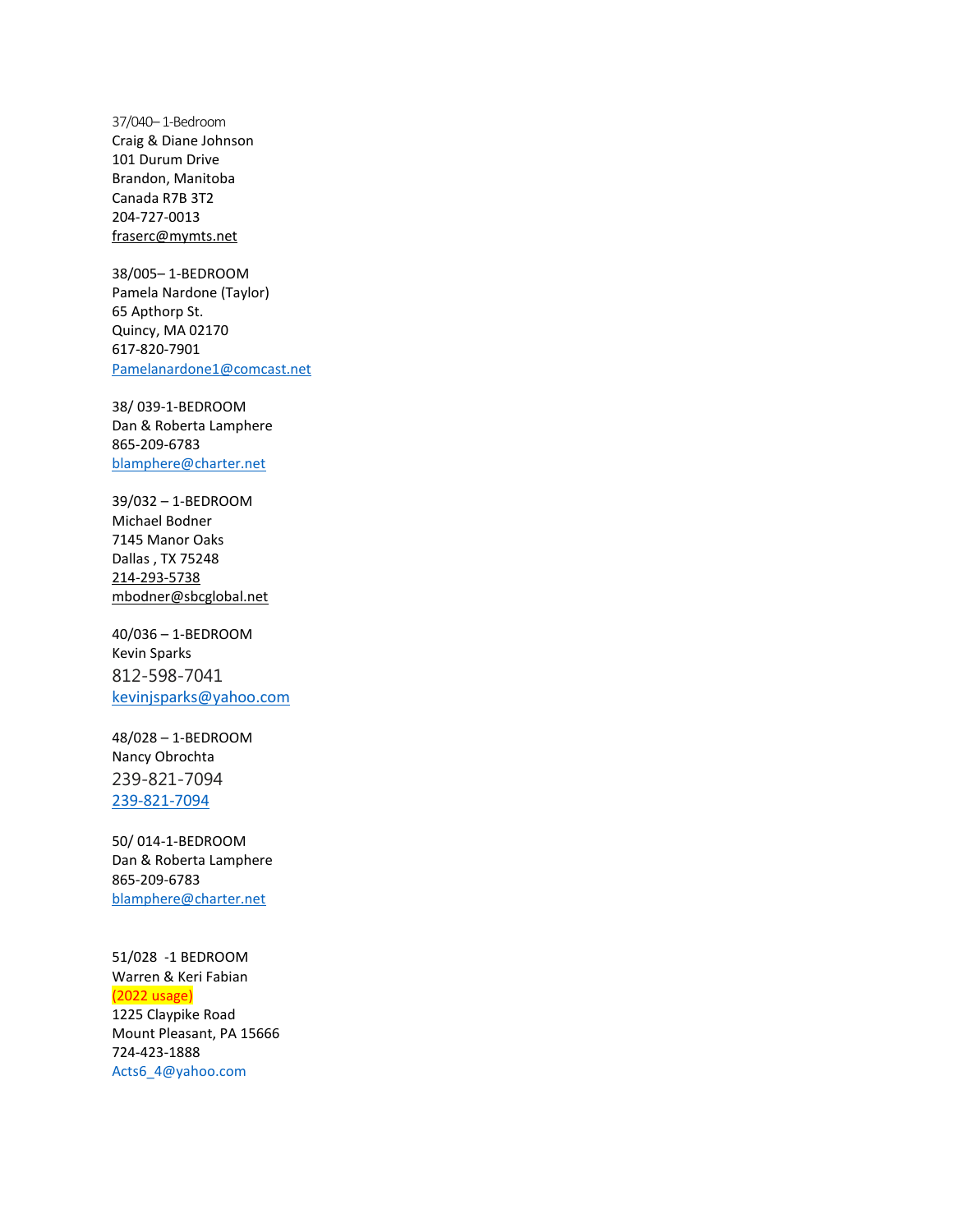37/040– 1-Bedroom
Craig & Diane Johnson
101 Durum Drive
Brandon, Manitoba
Canada R7B 3T2
204-727-0013
fraserc@mymts.net

38/005– 1-BEDROOM
Pamela Nardone (Taylor)
65 Apthorp St.
Quincy, MA 02170
617-820-7901
Pamelanardone1@comcast.net

38/ 039-1-BEDROOM
Dan & Roberta Lamphere
865-209-6783
blamphere@charter.net

39/032 – 1-BEDROOM
Michael Bodner
7145 Manor Oaks
Dallas , TX 75248
214-293-5738
mbodner@sbcglobal.net

40/036 – 1-BEDROOM
Kevin Sparks
812-598-7041
kevinjsparks@yahoo.com

48/028 – 1-BEDROOM
Nancy Obrochta
239-821-7094
239-821-7094

50/ 014-1-BEDROOM
Dan & Roberta Lamphere
865-209-6783
blamphere@charter.net

51/028 -1 BEDROOM
Warren & Keri Fabian
(2022 usage)
1225 Claypike Road
Mount Pleasant, PA 15666
724-423-1888
Acts6_4@yahoo.com